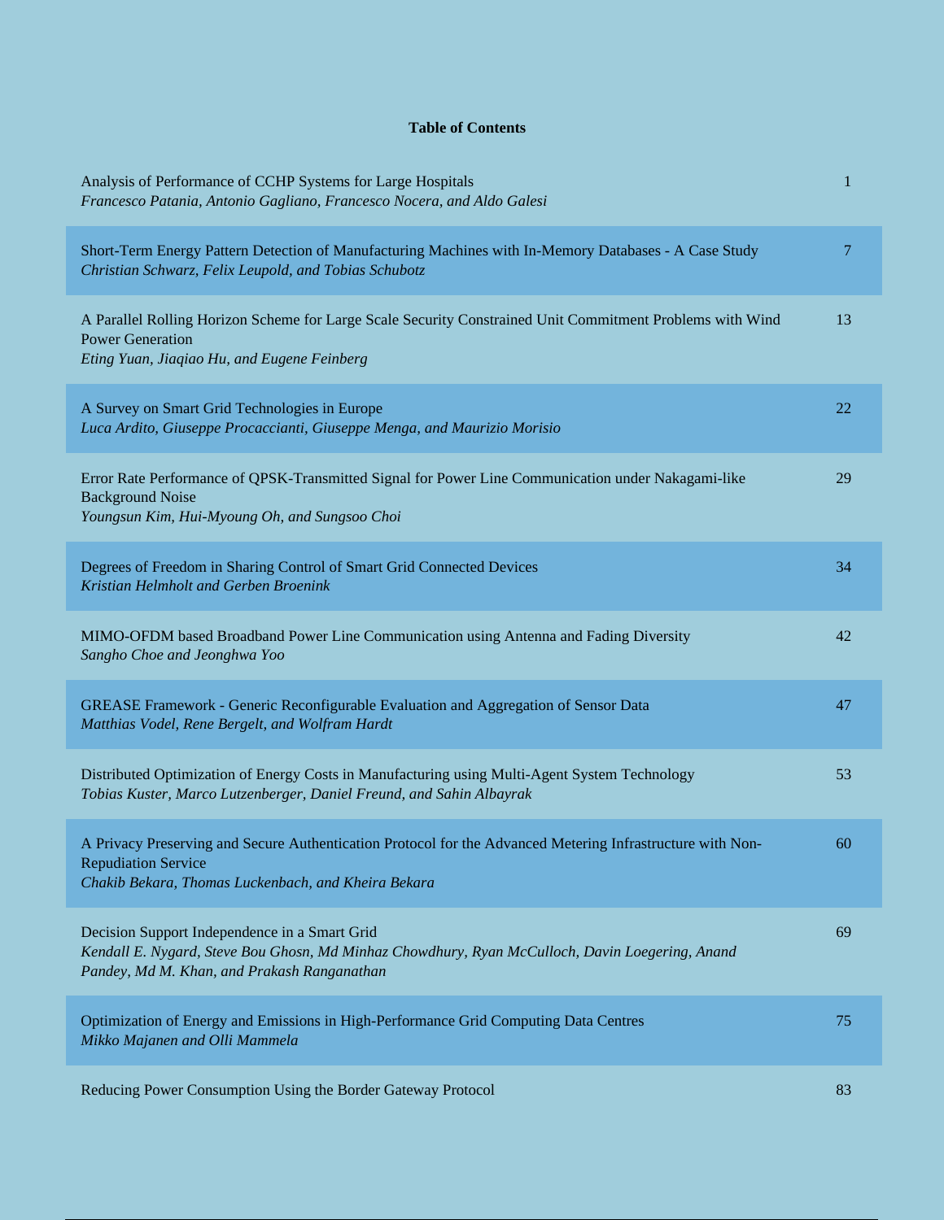**Table of Contents**

| | |
|---|---|
| Analysis of Performance of CCHP Systems for Large Hospitals<br>*Francesco Patania, Antonio Gagliano, Francesco Nocera, and Aldo Galesi* | 1 |
| Short-Term Energy Pattern Detection of Manufacturing Machines with In-Memory Databases - A Case Study<br>*Christian Schwarz, Felix Leupold, and Tobias Schubotz* | 7 |
| A Parallel Rolling Horizon Scheme for Large Scale Security Constrained Unit Commitment Problems with Wind Power Generation<br>*Eting Yuan, Jiaqiao Hu, and Eugene Feinberg* | 13 |
| A Survey on Smart Grid Technologies in Europe<br>*Luca Ardito, Giuseppe Procaccianti, Giuseppe Menga, and Maurizio Morisio* | 22 |
| Error Rate Performance of QPSK-Transmitted Signal for Power Line Communication under Nakagami-like Background Noise<br>*Youngsun Kim, Hui-Myoung Oh, and Sungsoo Choi* | 29 |
| Degrees of Freedom in Sharing Control of Smart Grid Connected Devices<br>*Kristian Helmholt and Gerben Broenink* | 34 |
| MIMO-OFDM based Broadband Power Line Communication using Antenna and Fading Diversity<br>*Sangho Choe and Jeonghwa Yoo* | 42 |
| GREASE Framework - Generic Reconfigurable Evaluation and Aggregation of Sensor Data<br>*Matthias Vodel, Rene Bergelt, and Wolfram Hardt* | 47 |
| Distributed Optimization of Energy Costs in Manufacturing using Multi-Agent System Technology<br>*Tobias Kuster, Marco Lutzenberger, Daniel Freund, and Sahin Albayrak* | 53 |
| A Privacy Preserving and Secure Authentication Protocol for the Advanced Metering Infrastructure with Non-Repudiation Service<br>*Chakib Bekara, Thomas Luckenbach, and Kheira Bekara* | 60 |
| Decision Support Independence in a Smart Grid<br>*Kendall E. Nygard, Steve Bou Ghosn, Md Minhaz Chowdhury, Ryan McCulloch, Davin Loegering, Anand Pandey, Md M. Khan, and Prakash Ranganathan* | 69 |
| Optimization of Energy and Emissions in High-Performance Grid Computing Data Centres<br>*Mikko Majanen and Olli Mammela* | 75 |
| Reducing Power Consumption Using the Border Gateway Protocol | 83 |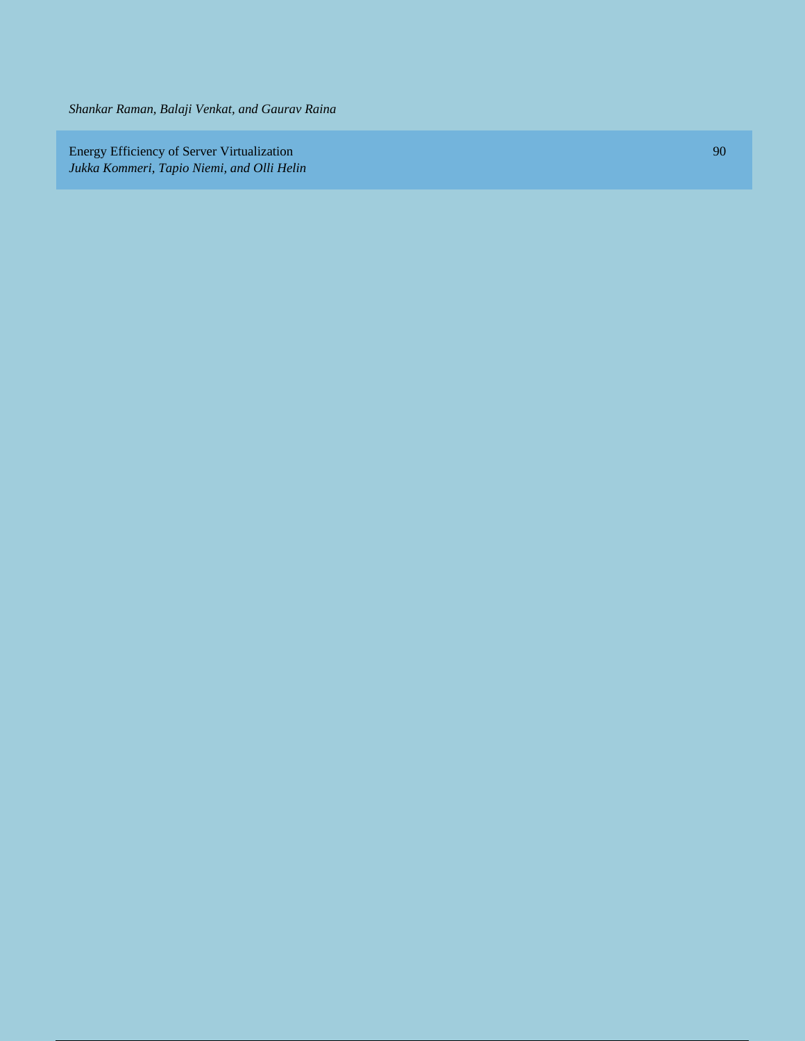*Shankar Raman, Balaji Venkat, and Gaurav Raina*

Energy Efficiency of Server Virtualization 90
*Jukka Kommeri, Tapio Niemi, and Olli Helin*